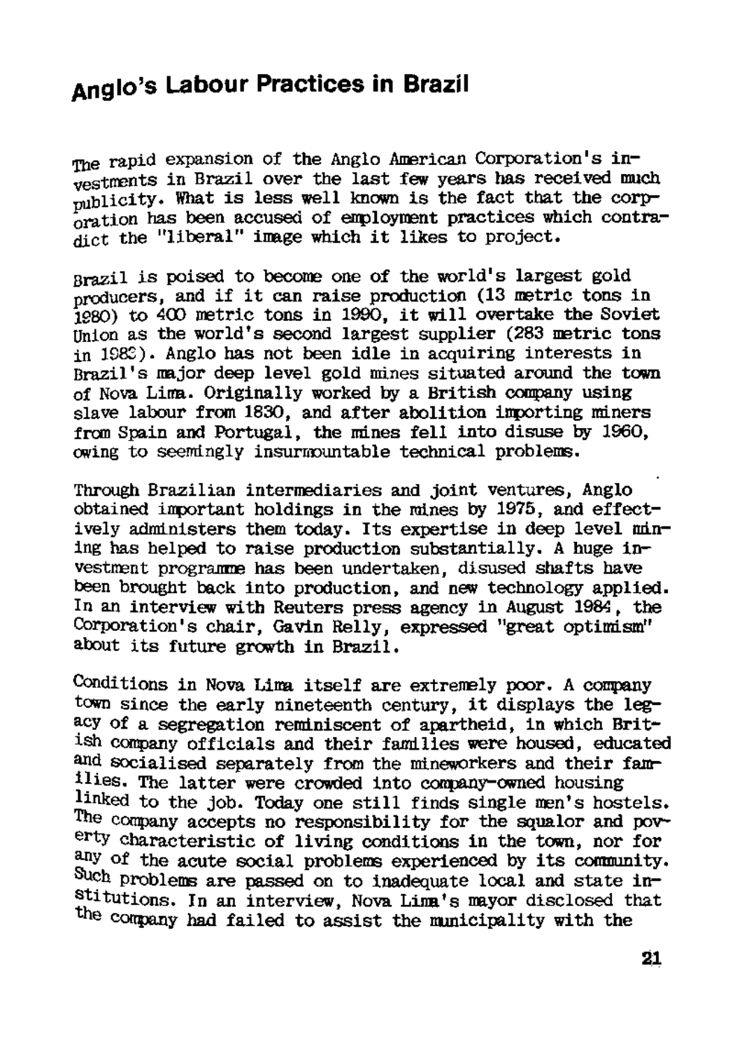## Anglo's Labour Practices in Brazil

The rapid expansion of the Anglo American Corporation's investments in Brazil over the last few years has received much publicity. What is less well known is the fact that the corporation has been accused of employment practices which contradict the "liberal" image which it likes to project.

Brazil is poised to become one of the world's largest gold producers, and if it can raise production (13 metric tons in 1980) to 400 metric tons in 1990, it will overtake the Soviet Union as the world's second largest supplier (283 metric tons in 1983). Anglo has not been idle in acquiring interests in Brazil's major deep level gold mines situated around the town of Nova Lima. Originally worked by a British company using slave labour from 1830, and after abolition importing miners from Spain and Portugal, the mines fell into disuse by 1960, owing to seemingly insurmountable technical problems.

Through Brazilian intermediaries and joint ventures, Anglo obtained important holdings in the mines by 1975, and effectively administers them today. Its expertise in deep level mining has helped to raise production substantially. A huge investment programme has been undertaken, disused shafts have been brought back into production, and new technology applied. In an interview with Reuters press agency in August 1984, the Corporation's chair, Gavin Relly, expressed "great optimism" about its future growth in Brazil.

Conditions in Nova Lima itself are extremely poor. A company town since the early nineteenth century, it displays the legacy of a segregation reminiscent of apartheid, in which British company officials and their families were housed, educated and socialised separately from the mineworkers and their families. The latter were crowded into company-owned housing linked to the job. Today one still finds single men's hostels. The company accepts no responsibility for the squalor and poverty characteristic of living conditions in the town, nor for any of the acute social problems experienced by its community. Such problems are passed on to inadequate local and state institutions. In an interview, Nova Lima's mayor disclosed that the company had failed to assist the municipality with the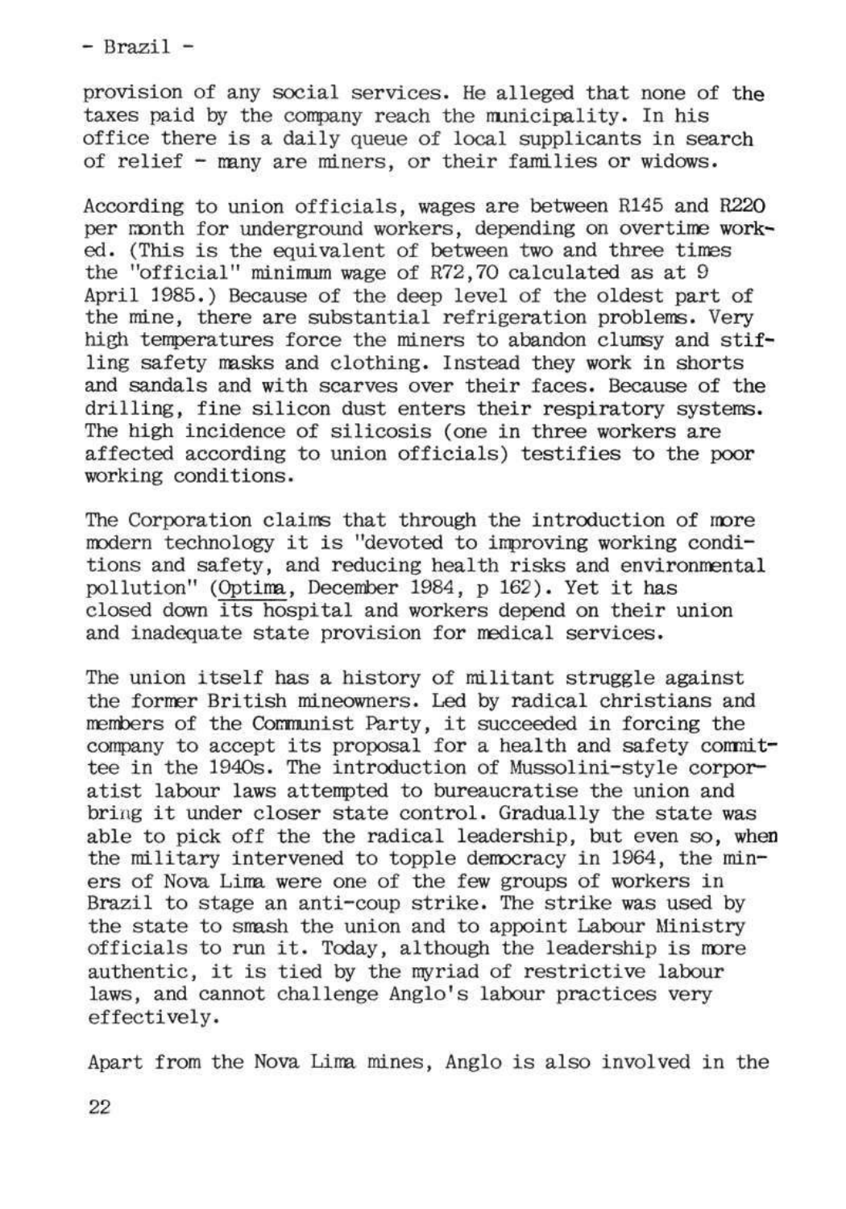provision of any social services. He alleged that none of the taxes paid by the company reach the municipality. In his office there is a daily queue of local supplicants in search of relief - many are miners, or their families or widows.

According to union officials, wages are between R145 and R220 per month for underground workers, depending on overtime worked. (This is the equivalent of between two and three times the "official" minimum wage of R72,70 calculated as at 9 April 1985.) Because of the deep level of the oldest part of the mine, there are substantial refrigeration problems. Very high temperatures force the miners to abandon clumsy and stifling safety masks and clothing. Instead they work in shorts and sandals and with scarves over their faces. Because of the drilling, fine silicon dust enters their respiratory systems. The high incidence of silicosis (one in three workers are affected according to union officials) testifies to the poor working conditions.

The Corporation claims that through the introduction of more modern technology it is "devoted to improving working conditions and safety, and reducing health risks and environmental pollution" (Optima, December 1984, p 162). Yet it has closed down its hospital and workers depend on their union and inadequate state provision for medical services.

The union itself has a history of militant struggle against the former British mineowners. Led by radical christians and members of the Communist Party, it succeeded in forcing the company to accept its proposal for a health and safety committee in the 1940s. The introduction of Mussolini-style corporatist labour laws attempted to bureaucratise the union and bring it under closer state control. Gradually the state was able to pick off the the radical leadership, but even so, when the military intervened to topple democracy in 1964, the miners of Nova Lima were one of the few groups of workers in Brazil to stage an anti-coup strike. The strike was used by the state to smash the union and to appoint Labour Ministry officials to run it. Today, although the leadership is more authentic, it is tied by the myriad of restrictive labour laws, and cannot challenge Anglo's labour practices very effectively.

Apart from the Nova Lima mines, Anglo is also involved in the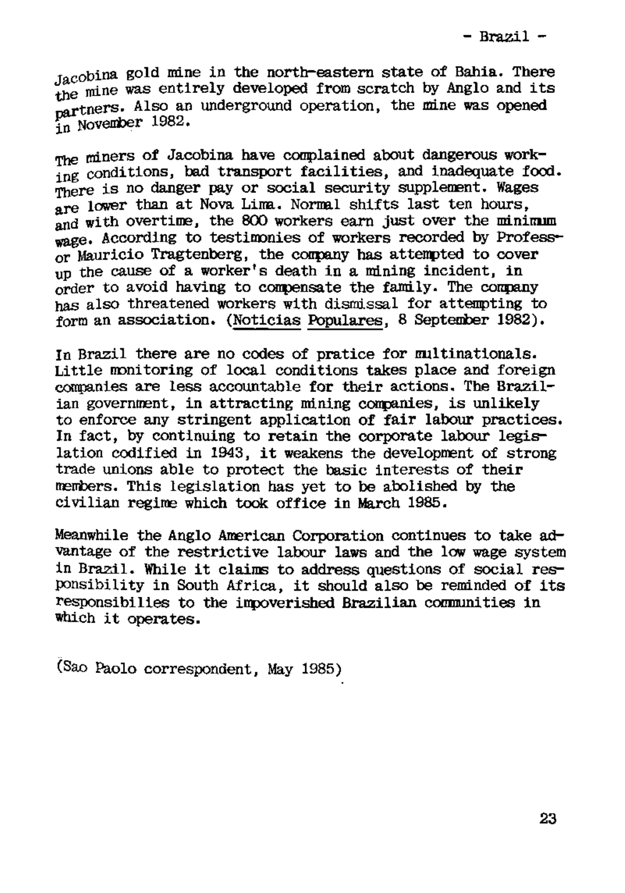Jacobina gold mine in the north-eastern state of Bahia. There the mine was entirely developed from scratch by Anglo and its partners. Also an underground operation, the mine was opened in November 1982.

The miners of Jacobina have complained about dangerous working conditions, bad transport facilities, and inadequate food. There is no danger pay or social security supplement. Wages are lower than at Nova Lima. Normal shifts last ten hours, and with overtime, the 800 workers earn just over the minimum wage. According to testimonies of workers recorded by Professor Mauricio Tragtenberg, the company has attempted to cover up the cause of a worker's death in a mining incident, in order to avoid having to compensate the family. The company has also threatened workers with dismissal for attempting to form an association. (Noticias Populares, 8 September 1982).

In Brazil there are no codes of pratice for multinationals. Little monitoring of local conditions takes place and foreign companies are less accountable for their actions. The Brazilian government, in attracting mining companies, is unlikely to enforce any stringent application of fair labour practices. In fact, by continuing to retain the corporate labour legislation codified in 1943, it weakens the development of strong trade unions able to protect the basic interests of their members. This legislation has yet to be abolished by the civilian regime which took office in March 1985.

Meanwhile the Anglo American Corporation continues to take advantage of the restrictive labour laws and the low wage system in Brazil. While it claims to address questions of social responsibility in South Africa, it should also be reminded of its responsibilies to the impoverished Brazilian communities in which it operates.

(Sao Paolo correspondent, May 1985)